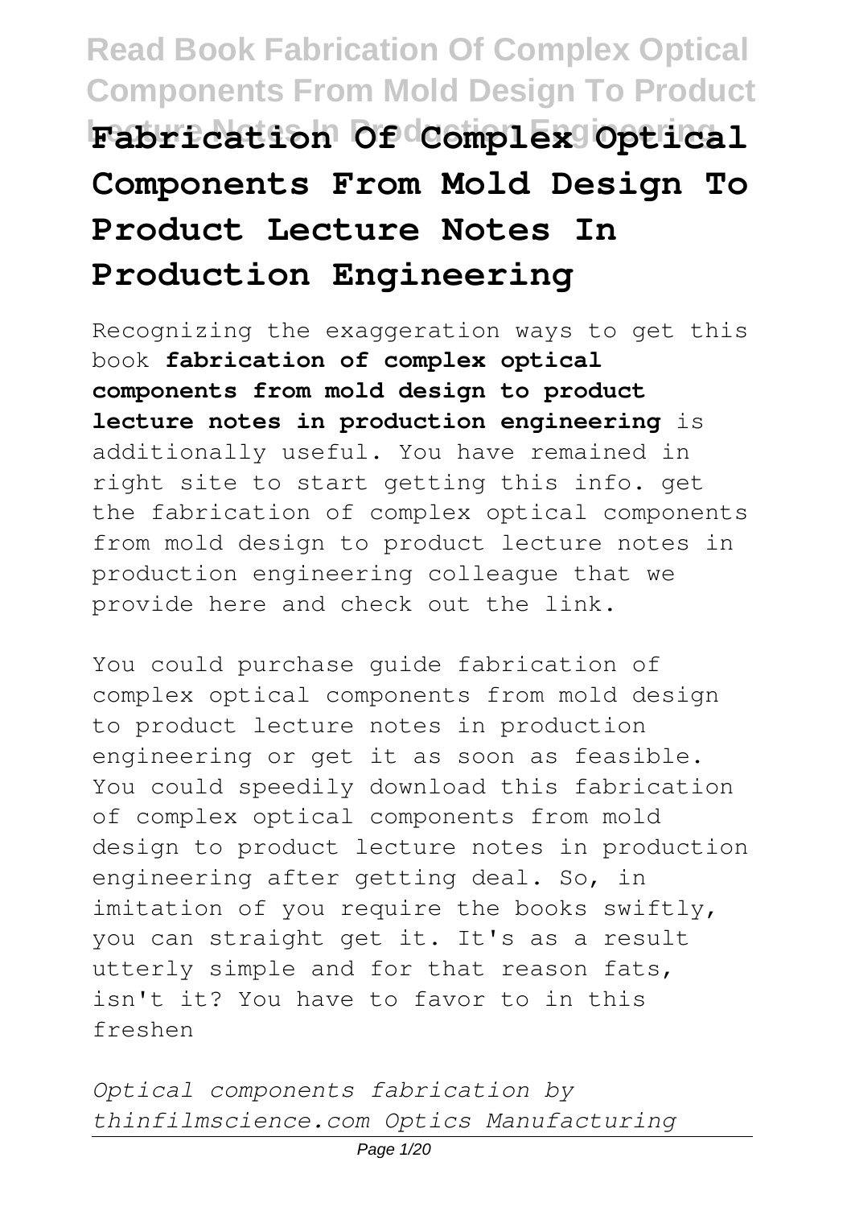# Fabrication Of Complex Optical Components From Mold Design To Product Lecture Notes In Production Engineering

Recognizing the exaggeration ways to get this book **fabrication of complex optical components from mold design to product lecture notes in production engineering** is additionally useful. You have remained in right site to start getting this info. get the fabrication of complex optical components from mold design to product lecture notes in production engineering colleague that we provide here and check out the link.

You could purchase guide fabrication of complex optical components from mold design to product lecture notes in production engineering or get it as soon as feasible. You could speedily download this fabrication of complex optical components from mold design to product lecture notes in production engineering after getting deal. So, in imitation of you require the books swiftly, you can straight get it. It's as a result utterly simple and for that reason fats, isn't it? You have to favor to in this freshen

*Optical components fabrication by thinfilmscience.com Optics Manufacturing*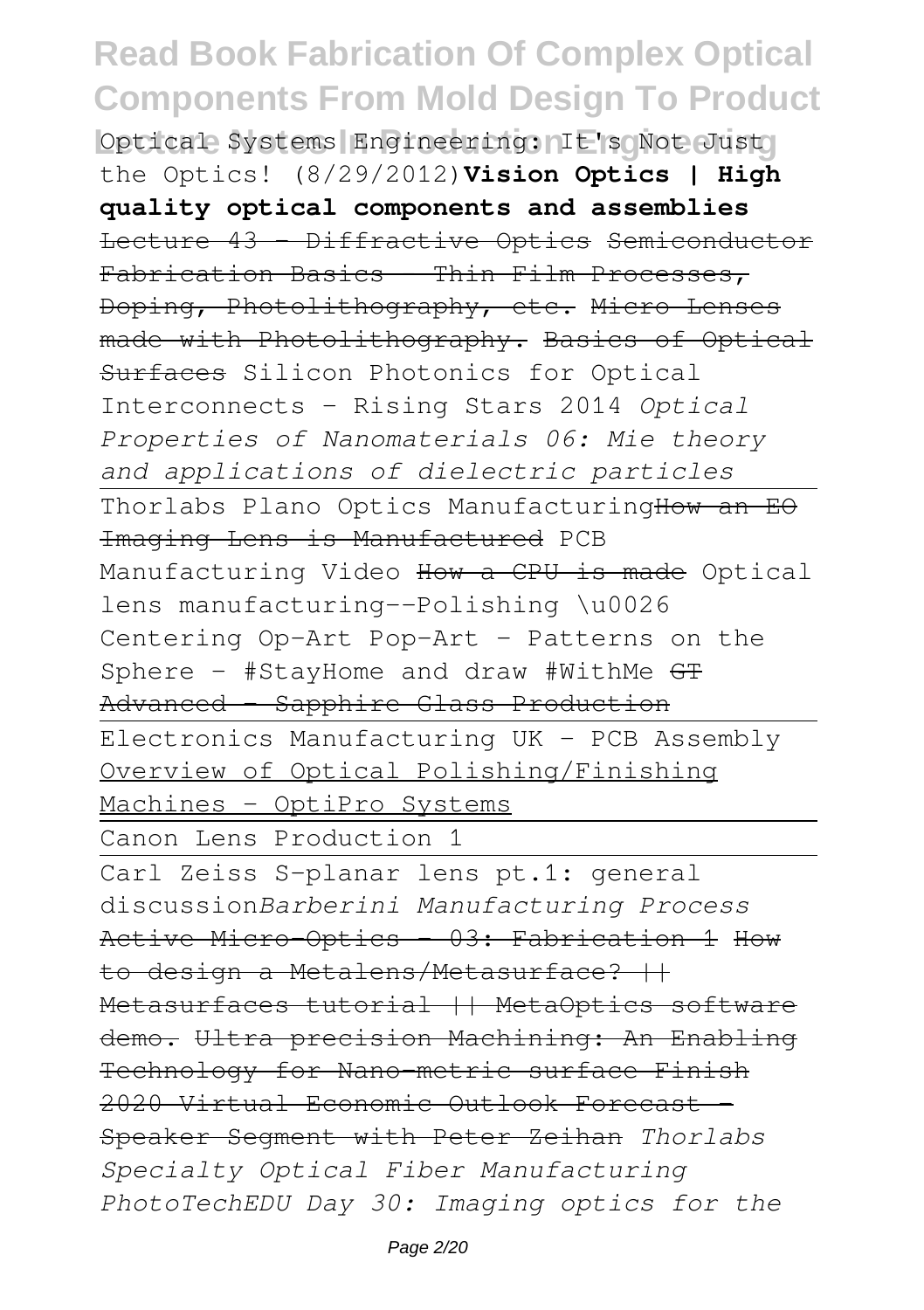Optical Systems Engineering: It's Not Just the Optics! (8/29/2012)**Vision Optics | High quality optical components and assemblies** ~~Lecture 43 - Diffractive Optics~~ ~~Semiconductor Fabrication Basics - Thin Film Processes, Doping, Photolithography, etc.~~ ~~Micro Lenses made with Photolithography.~~ ~~Basics of Optical Surfaces~~ Silicon Photonics for Optical Interconnects - Rising Stars 2014 *Optical Properties of Nanomaterials 06: Mie theory and applications of dielectric particles*

Thorlabs Plano Optics Manufacturing~~How an EO Imaging Lens is Manufactured~~ PCB Manufacturing Video ~~How a CPU is made~~ Optical lens manufacturing--Polishing \u0026 Centering Op-Art Pop-Art - Patterns on the Sphere - #StayHome and draw #WithMe ~~GT Advanced - Sapphire Glass Production~~

Electronics Manufacturing UK - PCB Assembly Overview of Optical Polishing/Finishing Machines - OptiPro Systems

Canon Lens Production 1

Carl Zeiss S-planar lens pt.1: general discussion*Barberini Manufacturing Process* ~~Active Micro-Optics - 03: Fabrication 1~~ ~~How to design a Metalens/Metasurface? || Metasurfaces tutorial || MetaOptics software demo.~~ ~~Ultra precision Machining: An Enabling Technology for Nano-metric surface Finish~~ ~~2020 Virtual Economic Outlook Forecast - Speaker Segment with Peter Zeihan~~ *Thorlabs Specialty Optical Fiber Manufacturing PhotoTechEDU Day 30: Imaging optics for the*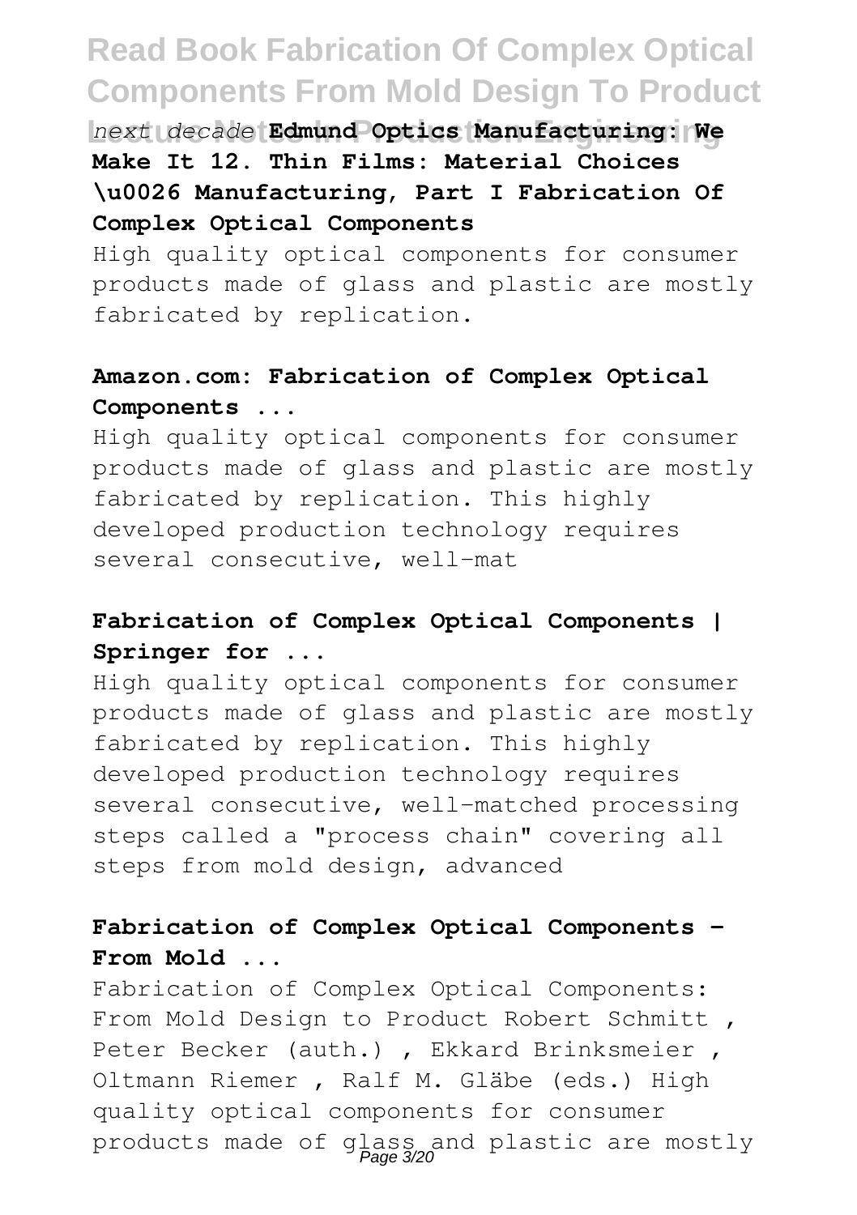*next decade* **Edmund Optics Manufacturing: We Make It 12. Thin Films: Material Choices \u0026 Manufacturing, Part I Fabrication Of Complex Optical Components**

High quality optical components for consumer products made of glass and plastic are mostly fabricated by replication.

**Amazon.com: Fabrication of Complex Optical Components ...**

High quality optical components for consumer products made of glass and plastic are mostly fabricated by replication. This highly developed production technology requires several consecutive, well-mat

**Fabrication of Complex Optical Components | Springer for ...**

High quality optical components for consumer products made of glass and plastic are mostly fabricated by replication. This highly developed production technology requires several consecutive, well-matched processing steps called a "process chain" covering all steps from mold design, advanced

**Fabrication of Complex Optical Components - From Mold ...**

Fabrication of Complex Optical Components: From Mold Design to Product Robert Schmitt , Peter Becker (auth.) , Ekkard Brinksmeier , Oltmann Riemer , Ralf M. Gläbe (eds.) High quality optical components for consumer products made of glass and plastic are mostly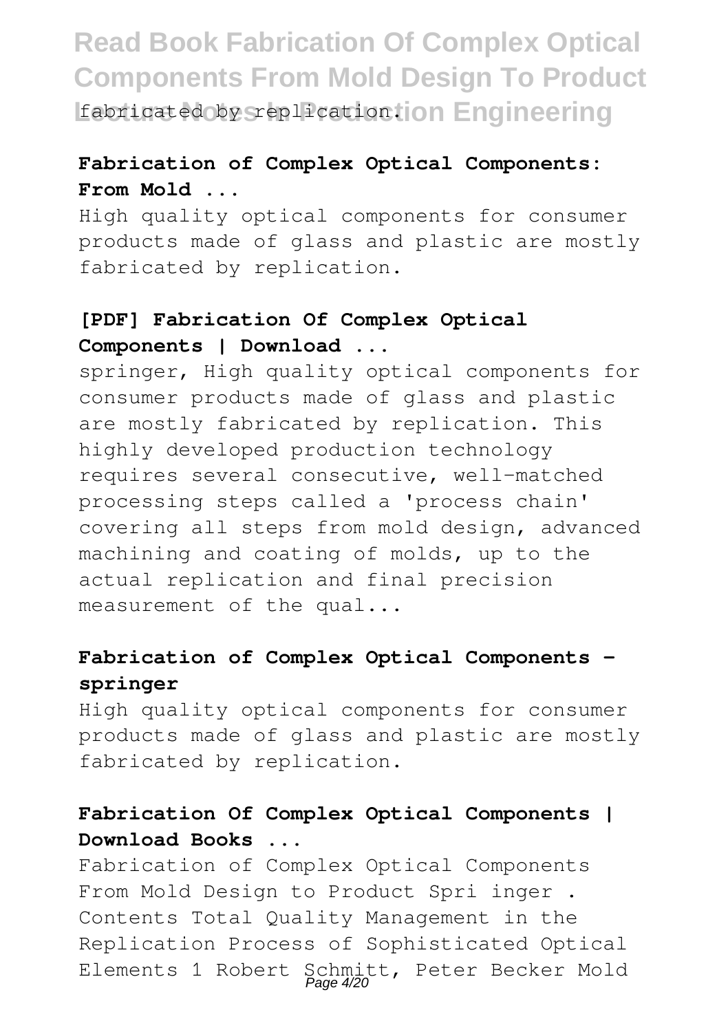fabricated by replication.

**Fabrication of Complex Optical Components: From Mold ...**

High quality optical components for consumer products made of glass and plastic are mostly fabricated by replication.

**[PDF] Fabrication Of Complex Optical Components | Download ...**

springer, High quality optical components for consumer products made of glass and plastic are mostly fabricated by replication. This highly developed production technology requires several consecutive, well-matched processing steps called a 'process chain' covering all steps from mold design, advanced machining and coating of molds, up to the actual replication and final precision measurement of the qual...

**Fabrication of Complex Optical Components - springer**

High quality optical components for consumer products made of glass and plastic are mostly fabricated by replication.

**Fabrication Of Complex Optical Components | Download Books ...**

Fabrication of Complex Optical Components From Mold Design to Product Spri inger . Contents Total Quality Management in the Replication Process of Sophisticated Optical Elements 1 Robert Schmitt, Peter Becker Mold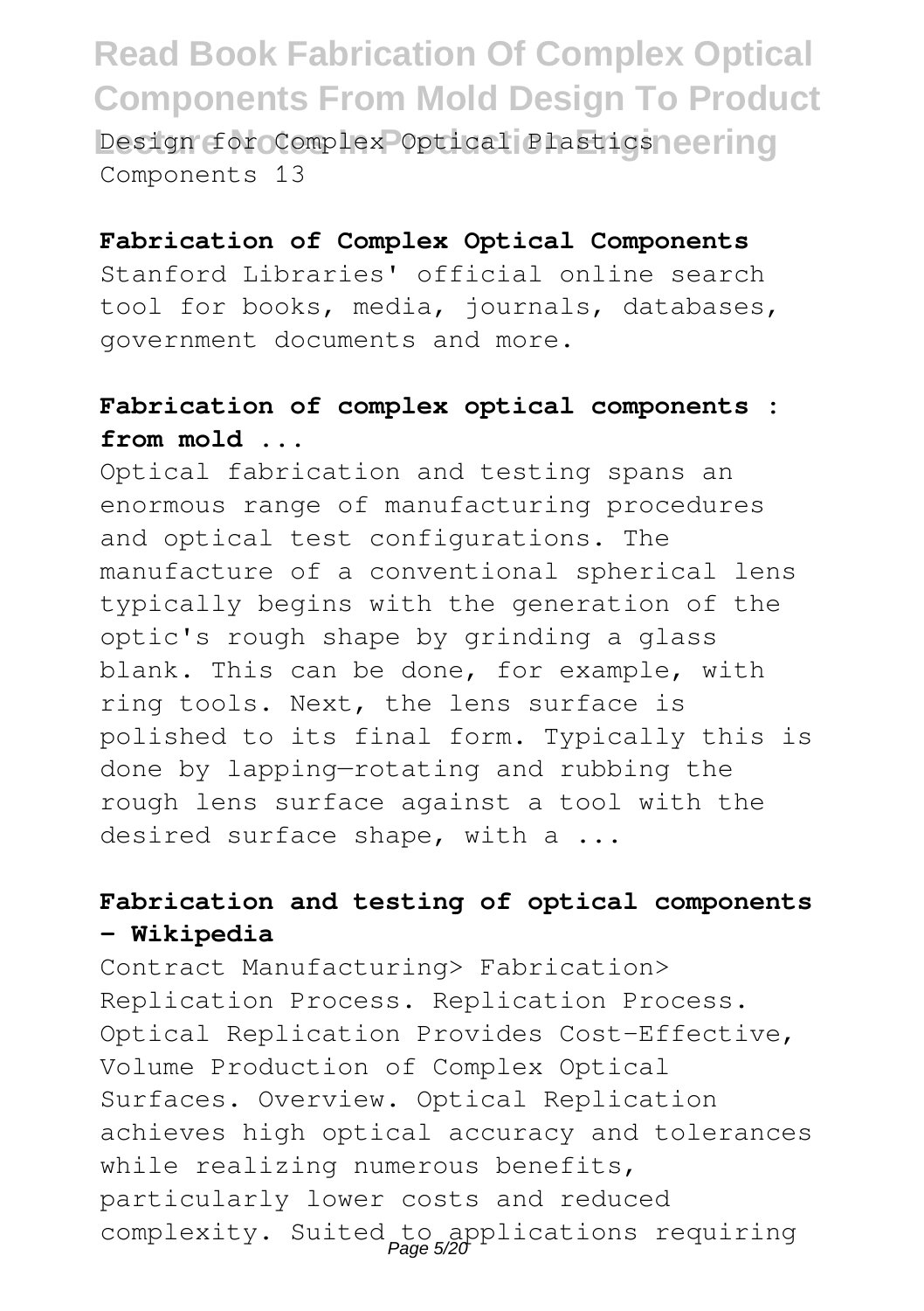Design for Complex Optical Plastics Components 13

**Fabrication of Complex Optical Components**

Stanford Libraries' official online search tool for books, media, journals, databases, government documents and more.

**Fabrication of complex optical components : from mold ...**

Optical fabrication and testing spans an enormous range of manufacturing procedures and optical test configurations. The manufacture of a conventional spherical lens typically begins with the generation of the optic's rough shape by grinding a glass blank. This can be done, for example, with ring tools. Next, the lens surface is polished to its final form. Typically this is done by lapping—rotating and rubbing the rough lens surface against a tool with the desired surface shape, with a ...

**Fabrication and testing of optical components - Wikipedia**

Contract Manufacturing> Fabrication> Replication Process. Replication Process. Optical Replication Provides Cost-Effective, Volume Production of Complex Optical Surfaces. Overview. Optical Replication achieves high optical accuracy and tolerances while realizing numerous benefits, particularly lower costs and reduced complexity. Suited to applications requiring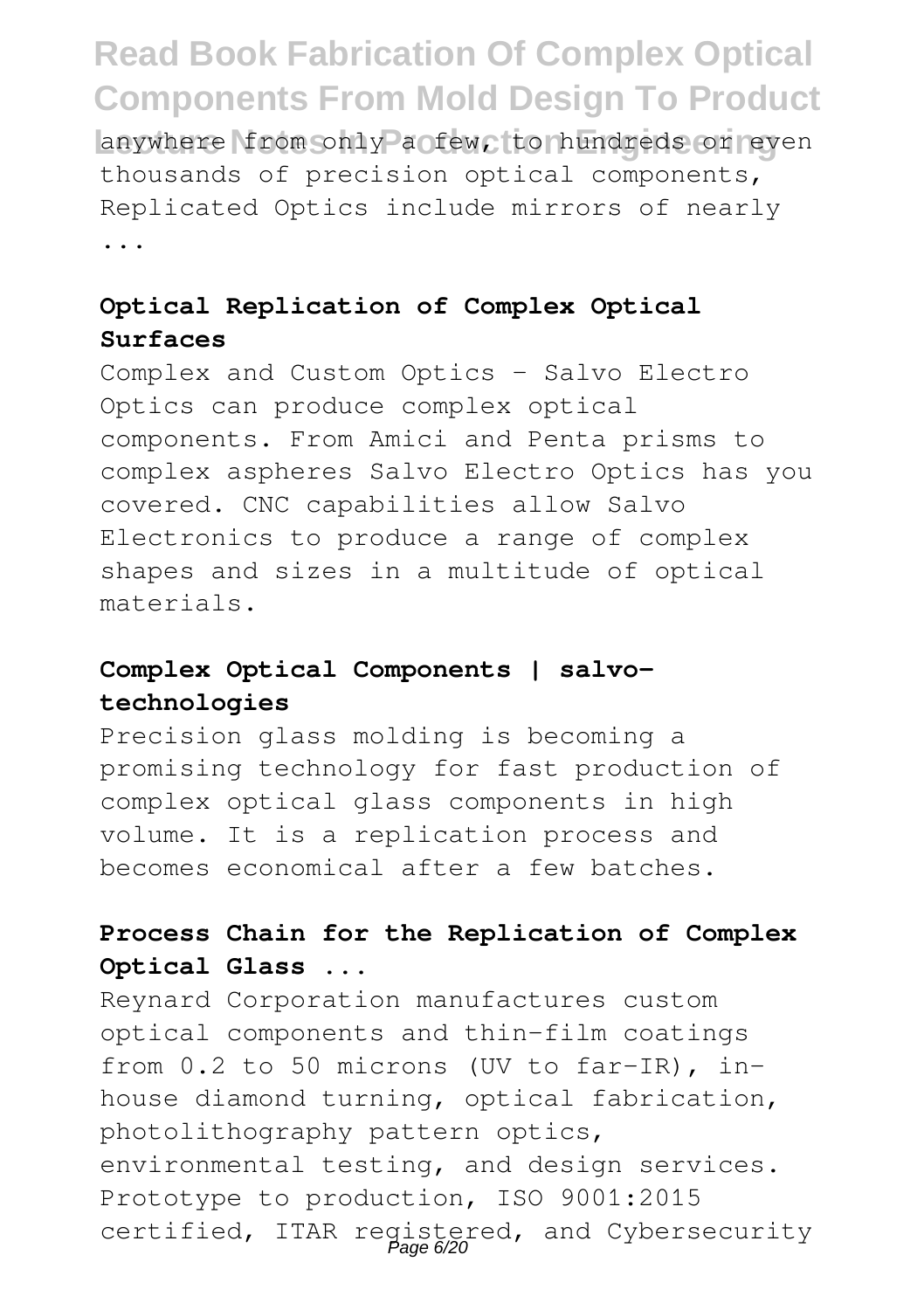anywhere from only a few, to hundreds or even thousands of precision optical components, Replicated Optics include mirrors of nearly ...

### Optical Replication of Complex Optical Surfaces

Complex and Custom Optics - Salvo Electro Optics can produce complex optical components. From Amici and Penta prisms to complex aspheres Salvo Electro Optics has you covered. CNC capabilities allow Salvo Electronics to produce a range of complex shapes and sizes in a multitude of optical materials.

### Complex Optical Components | salvo-technologies

Precision glass molding is becoming a promising technology for fast production of complex optical glass components in high volume. It is a replication process and becomes economical after a few batches.

### Process Chain for the Replication of Complex Optical Glass ...

Reynard Corporation manufactures custom optical components and thin-film coatings from 0.2 to 50 microns (UV to far-IR), in-house diamond turning, optical fabrication, photolithography pattern optics, environmental testing, and design services. Prototype to production, ISO 9001:2015 certified, ITAR registered, and Cybersecurity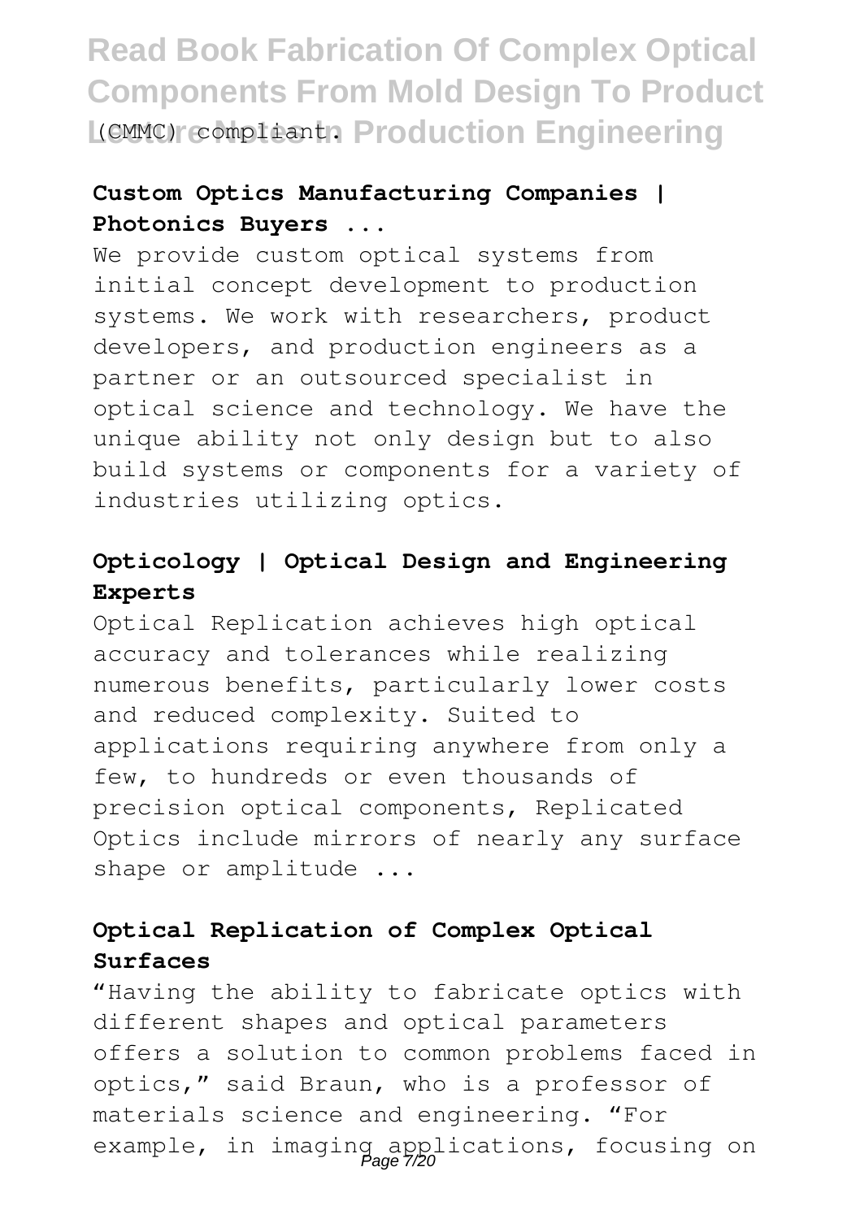(CMMC) compliant.

**Custom Optics Manufacturing Companies | Photonics Buyers ...**

We provide custom optical systems from initial concept development to production systems. We work with researchers, product developers, and production engineers as a partner or an outsourced specialist in optical science and technology. We have the unique ability not only design but to also build systems or components for a variety of industries utilizing optics.

**Opticology | Optical Design and Engineering Experts**

Optical Replication achieves high optical accuracy and tolerances while realizing numerous benefits, particularly lower costs and reduced complexity. Suited to applications requiring anywhere from only a few, to hundreds or even thousands of precision optical components, Replicated Optics include mirrors of nearly any surface shape or amplitude ...

**Optical Replication of Complex Optical Surfaces**

"Having the ability to fabricate optics with different shapes and optical parameters offers a solution to common problems faced in optics," said Braun, who is a professor of materials science and engineering. "For example, in imaging applications, focusing on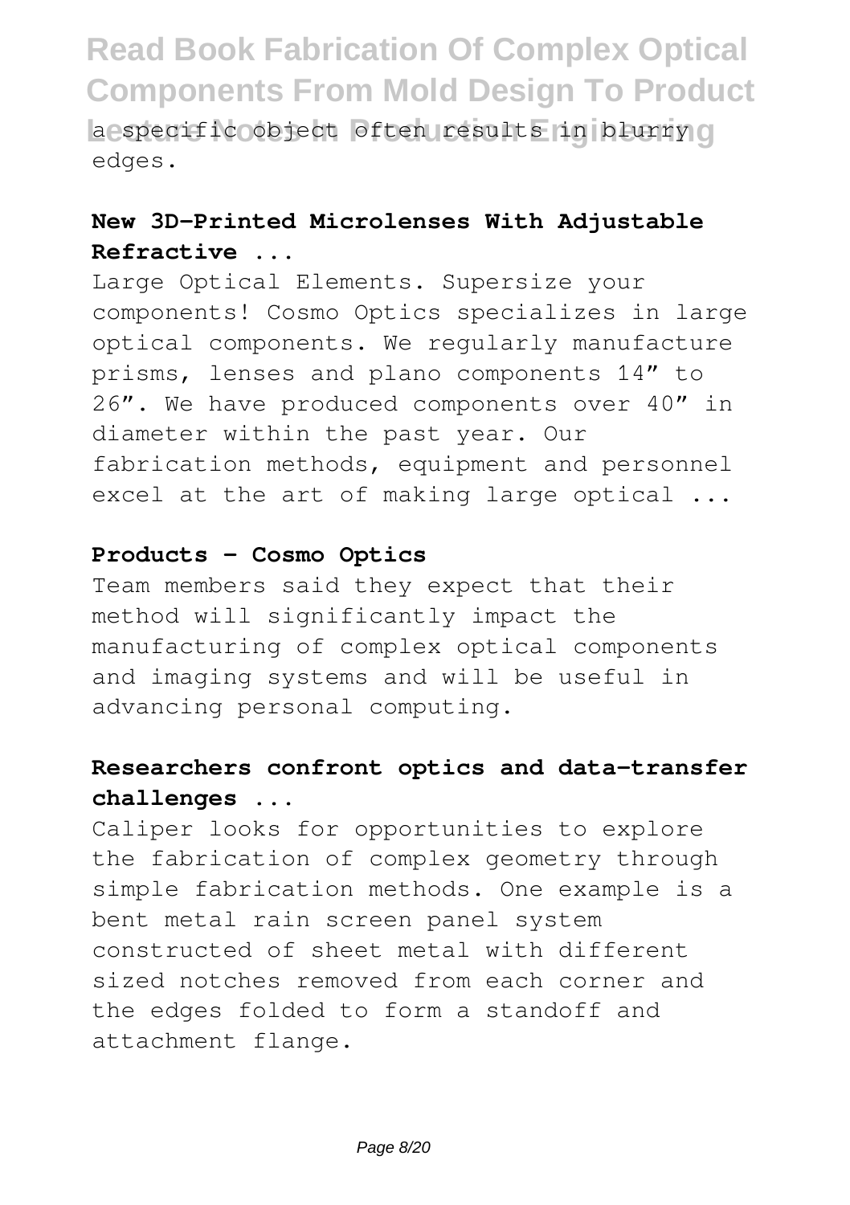a specific object often results in blurry edges.

**New 3D-Printed Microlenses With Adjustable Refractive ...**

Large Optical Elements. Supersize your components! Cosmo Optics specializes in large optical components. We regularly manufacture prisms, lenses and plano components 14″ to 26″. We have produced components over 40″ in diameter within the past year. Our fabrication methods, equipment and personnel excel at the art of making large optical ...

**Products - Cosmo Optics**

Team members said they expect that their method will significantly impact the manufacturing of complex optical components and imaging systems and will be useful in advancing personal computing.

**Researchers confront optics and data-transfer challenges ...**

Caliper looks for opportunities to explore the fabrication of complex geometry through simple fabrication methods. One example is a bent metal rain screen panel system constructed of sheet metal with different sized notches removed from each corner and the edges folded to form a standoff and attachment flange.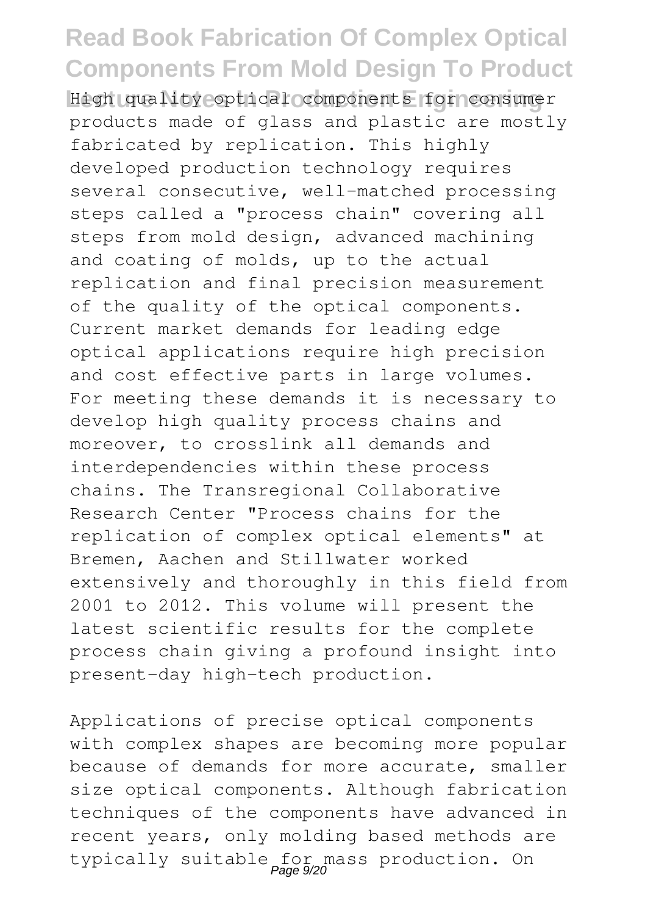High quality optical components for consumer products made of glass and plastic are mostly fabricated by replication. This highly developed production technology requires several consecutive, well-matched processing steps called a "process chain" covering all steps from mold design, advanced machining and coating of molds, up to the actual replication and final precision measurement of the quality of the optical components. Current market demands for leading edge optical applications require high precision and cost effective parts in large volumes. For meeting these demands it is necessary to develop high quality process chains and moreover, to crosslink all demands and interdependencies within these process chains. The Transregional Collaborative Research Center "Process chains for the replication of complex optical elements" at Bremen, Aachen and Stillwater worked extensively and thoroughly in this field from 2001 to 2012. This volume will present the latest scientific results for the complete process chain giving a profound insight into present-day high-tech production.

Applications of precise optical components with complex shapes are becoming more popular because of demands for more accurate, smaller size optical components. Although fabrication techniques of the components have advanced in recent years, only molding based methods are typically suitable for mass production. On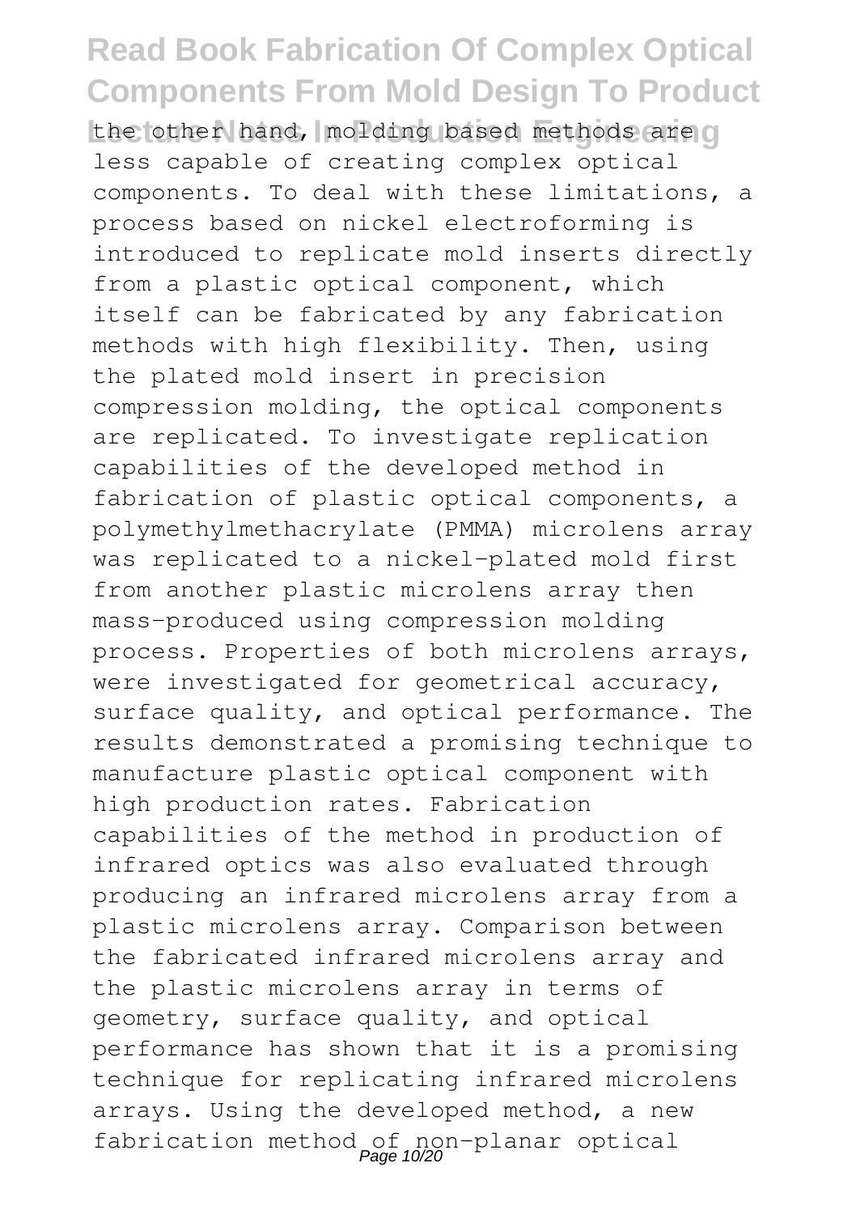the other hand, molding based methods are less capable of creating complex optical components. To deal with these limitations, a process based on nickel electroforming is introduced to replicate mold inserts directly from a plastic optical component, which itself can be fabricated by any fabrication methods with high flexibility. Then, using the plated mold insert in precision compression molding, the optical components are replicated. To investigate replication capabilities of the developed method in fabrication of plastic optical components, a polymethylmethacrylate (PMMA) microlens array was replicated to a nickel-plated mold first from another plastic microlens array then mass-produced using compression molding process. Properties of both microlens arrays, were investigated for geometrical accuracy, surface quality, and optical performance. The results demonstrated a promising technique to manufacture plastic optical component with high production rates. Fabrication capabilities of the method in production of infrared optics was also evaluated through producing an infrared microlens array from a plastic microlens array. Comparison between the fabricated infrared microlens array and the plastic microlens array in terms of geometry, surface quality, and optical performance has shown that it is a promising technique for replicating infrared microlens arrays. Using the developed method, a new fabrication method of non-planar optical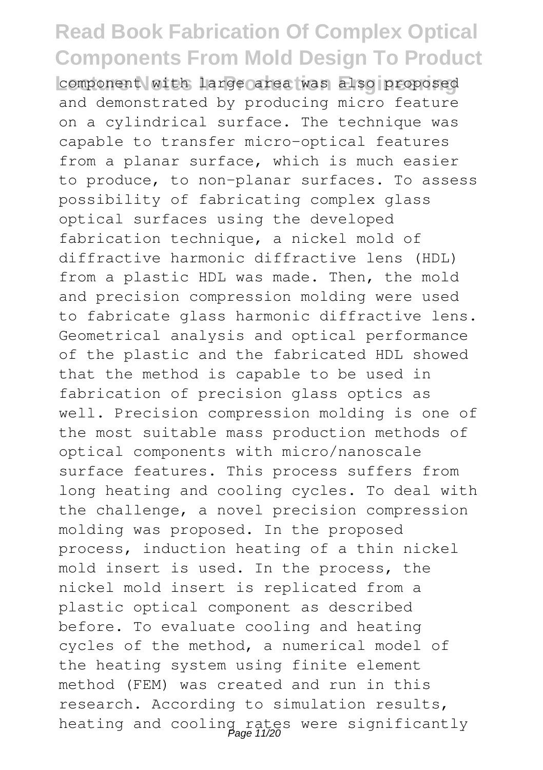component with large area was also proposed and demonstrated by producing micro feature on a cylindrical surface. The technique was capable to transfer micro-optical features from a planar surface, which is much easier to produce, to non-planar surfaces. To assess possibility of fabricating complex glass optical surfaces using the developed fabrication technique, a nickel mold of diffractive harmonic diffractive lens (HDL) from a plastic HDL was made. Then, the mold and precision compression molding were used to fabricate glass harmonic diffractive lens. Geometrical analysis and optical performance of the plastic and the fabricated HDL showed that the method is capable to be used in fabrication of precision glass optics as well. Precision compression molding is one of the most suitable mass production methods of optical components with micro/nanoscale surface features. This process suffers from long heating and cooling cycles. To deal with the challenge, a novel precision compression molding was proposed. In the proposed process, induction heating of a thin nickel mold insert is used. In the process, the nickel mold insert is replicated from a plastic optical component as described before. To evaluate cooling and heating cycles of the method, a numerical model of the heating system using finite element method (FEM) was created and run in this research. According to simulation results, heating and cooling rates were significantly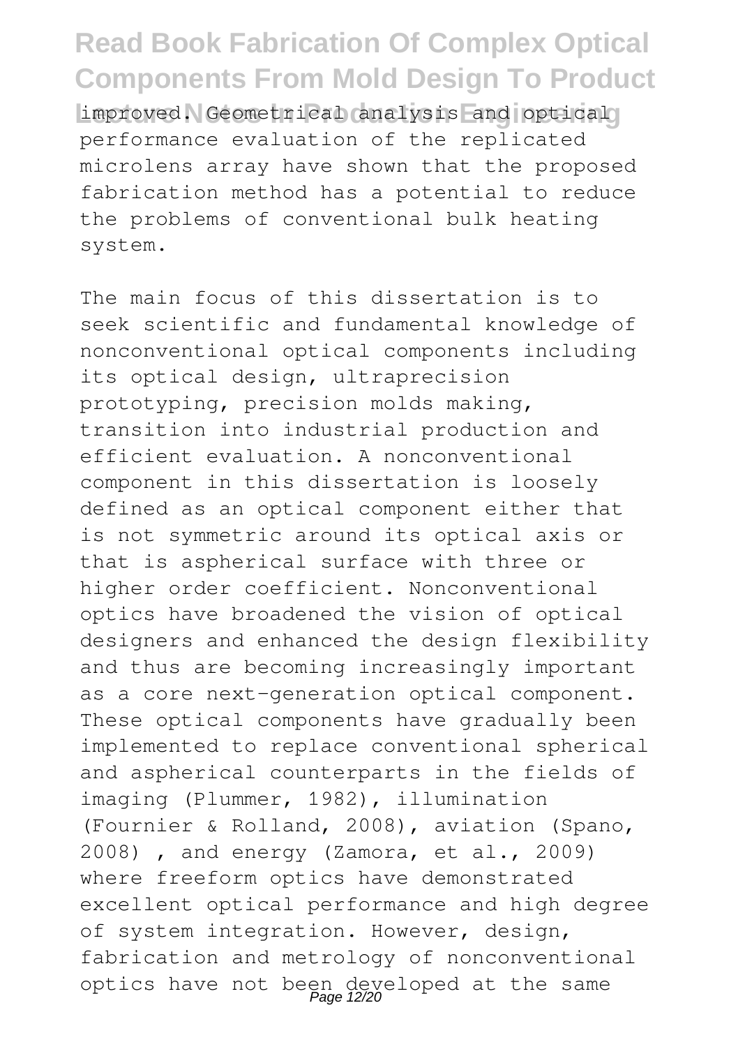improved. Geometrical analysis and optical performance evaluation of the replicated microlens array have shown that the proposed fabrication method has a potential to reduce the problems of conventional bulk heating system.

The main focus of this dissertation is to seek scientific and fundamental knowledge of nonconventional optical components including its optical design, ultraprecision prototyping, precision molds making, transition into industrial production and efficient evaluation. A nonconventional component in this dissertation is loosely defined as an optical component either that is not symmetric around its optical axis or that is aspherical surface with three or higher order coefficient. Nonconventional optics have broadened the vision of optical designers and enhanced the design flexibility and thus are becoming increasingly important as a core next-generation optical component. These optical components have gradually been implemented to replace conventional spherical and aspherical counterparts in the fields of imaging (Plummer, 1982), illumination (Fournier & Rolland, 2008), aviation (Spano, 2008) , and energy (Zamora, et al., 2009) where freeform optics have demonstrated excellent optical performance and high degree of system integration. However, design, fabrication and metrology of nonconventional optics have not been developed at the same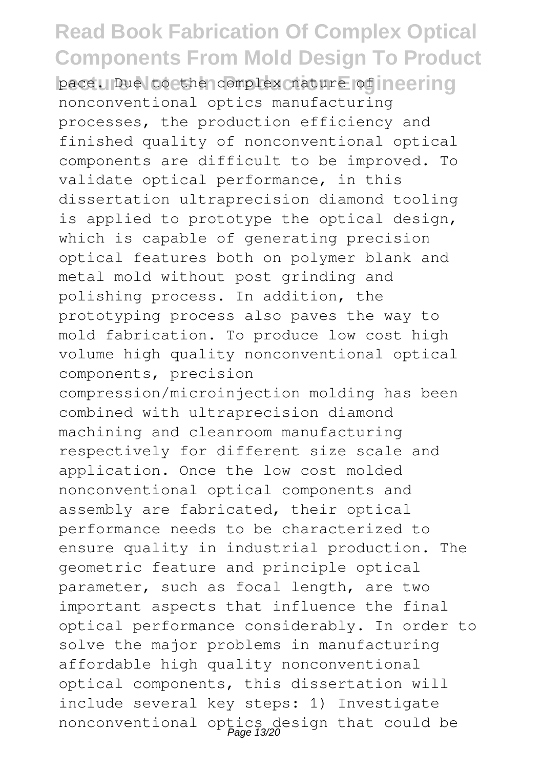pace. Due to the complex nature of nonconventional optics manufacturing processes, the production efficiency and finished quality of nonconventional optical components are difficult to be improved. To validate optical performance, in this dissertation ultraprecision diamond tooling is applied to prototype the optical design, which is capable of generating precision optical features both on polymer blank and metal mold without post grinding and polishing process. In addition, the prototyping process also paves the way to mold fabrication. To produce low cost high volume high quality nonconventional optical components, precision compression/microinjection molding has been combined with ultraprecision diamond machining and cleanroom manufacturing respectively for different size scale and application. Once the low cost molded nonconventional optical components and assembly are fabricated, their optical performance needs to be characterized to ensure quality in industrial production. The geometric feature and principle optical parameter, such as focal length, are two important aspects that influence the final optical performance considerably. In order to solve the major problems in manufacturing affordable high quality nonconventional optical components, this dissertation will include several key steps: 1) Investigate nonconventional optics design that could be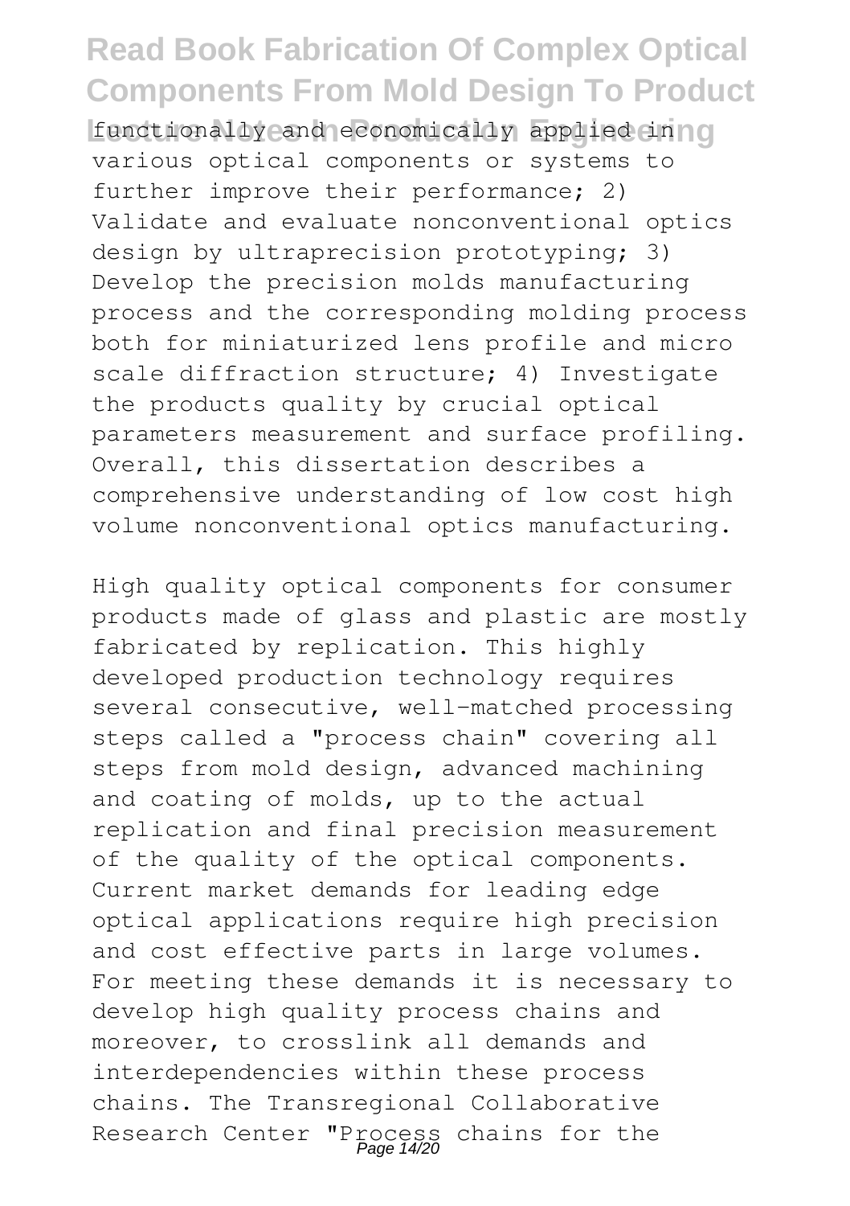functionally and economically applied in various optical components or systems to further improve their performance; 2) Validate and evaluate nonconventional optics design by ultraprecision prototyping; 3) Develop the precision molds manufacturing process and the corresponding molding process both for miniaturized lens profile and micro scale diffraction structure; 4) Investigate the products quality by crucial optical parameters measurement and surface profiling. Overall, this dissertation describes a comprehensive understanding of low cost high volume nonconventional optics manufacturing.

High quality optical components for consumer products made of glass and plastic are mostly fabricated by replication. This highly developed production technology requires several consecutive, well-matched processing steps called a "process chain" covering all steps from mold design, advanced machining and coating of molds, up to the actual replication and final precision measurement of the quality of the optical components. Current market demands for leading edge optical applications require high precision and cost effective parts in large volumes. For meeting these demands it is necessary to develop high quality process chains and moreover, to crosslink all demands and interdependencies within these process chains. The Transregional Collaborative Research Center "Process chains for the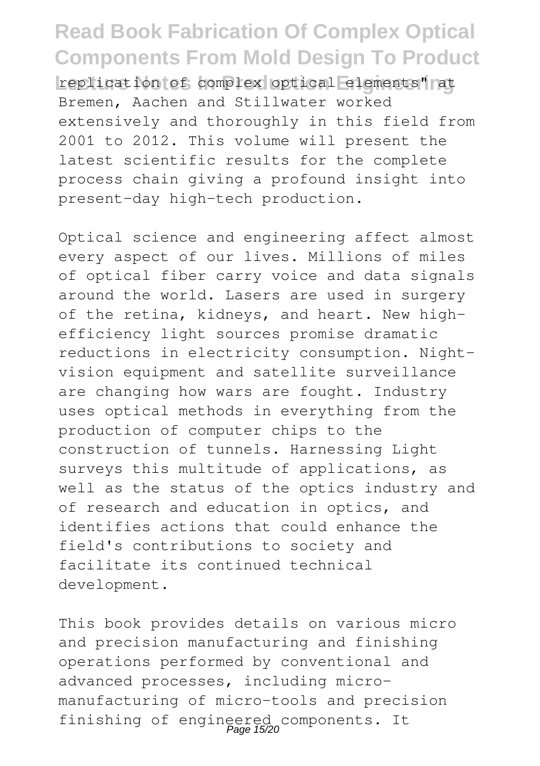replication of complex optical elements" at Bremen, Aachen and Stillwater worked extensively and thoroughly in this field from 2001 to 2012. This volume will present the latest scientific results for the complete process chain giving a profound insight into present-day high-tech production.

Optical science and engineering affect almost every aspect of our lives. Millions of miles of optical fiber carry voice and data signals around the world. Lasers are used in surgery of the retina, kidneys, and heart. New high-efficiency light sources promise dramatic reductions in electricity consumption. Night-vision equipment and satellite surveillance are changing how wars are fought. Industry uses optical methods in everything from the production of computer chips to the construction of tunnels. Harnessing Light surveys this multitude of applications, as well as the status of the optics industry and of research and education in optics, and identifies actions that could enhance the field's contributions to society and facilitate its continued technical development.

This book provides details on various micro and precision manufacturing and finishing operations performed by conventional and advanced processes, including micro-manufacturing of micro-tools and precision finishing of engineered components. It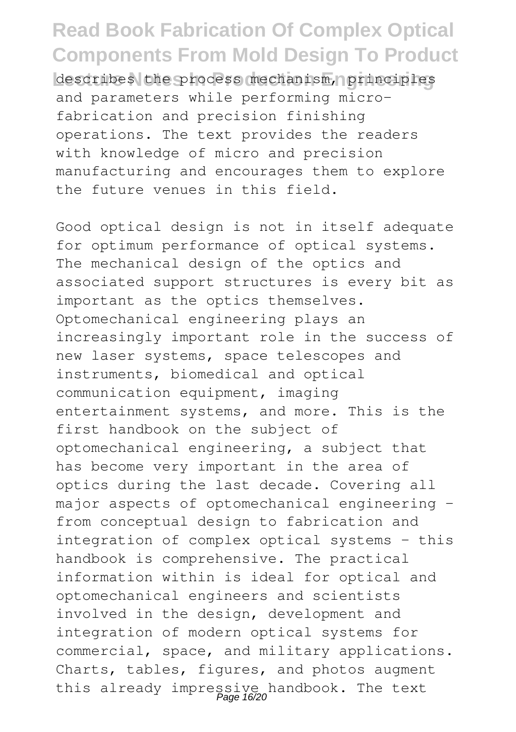describes the process mechanism, principles and parameters while performing micro-fabrication and precision finishing operations. The text provides the readers with knowledge of micro and precision manufacturing and encourages them to explore the future venues in this field.

Good optical design is not in itself adequate for optimum performance of optical systems. The mechanical design of the optics and associated support structures is every bit as important as the optics themselves. Optomechanical engineering plays an increasingly important role in the success of new laser systems, space telescopes and instruments, biomedical and optical communication equipment, imaging entertainment systems, and more. This is the first handbook on the subject of optomechanical engineering, a subject that has become very important in the area of optics during the last decade. Covering all major aspects of optomechanical engineering - from conceptual design to fabrication and integration of complex optical systems - this handbook is comprehensive. The practical information within is ideal for optical and optomechanical engineers and scientists involved in the design, development and integration of modern optical systems for commercial, space, and military applications. Charts, tables, figures, and photos augment this already impressive handbook. The text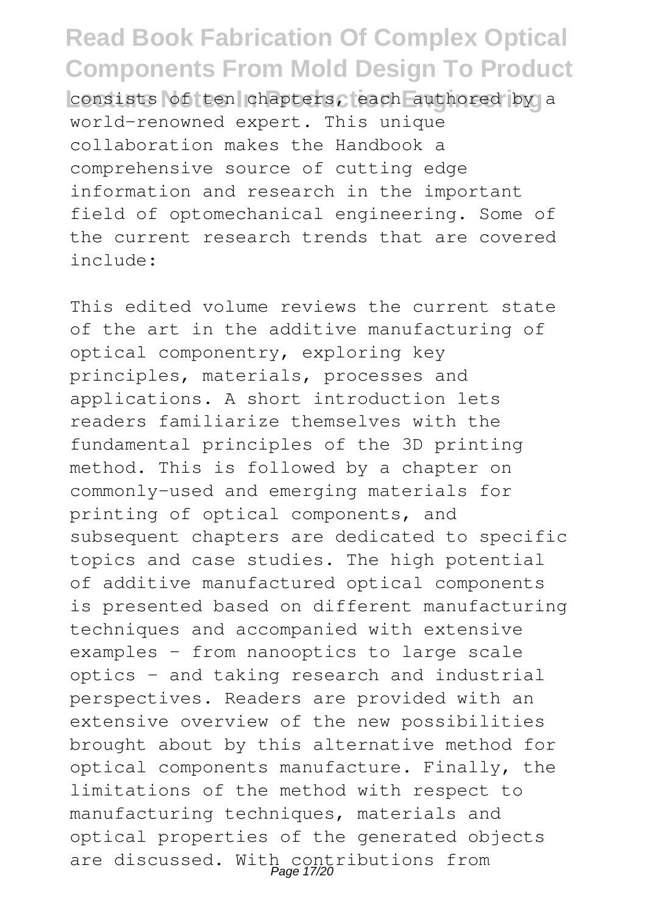consists of ten chapters, each authored by a world-renowned expert. This unique collaboration makes the Handbook a comprehensive source of cutting edge information and research in the important field of optomechanical engineering. Some of the current research trends that are covered include:

This edited volume reviews the current state of the art in the additive manufacturing of optical componentry, exploring key principles, materials, processes and applications. A short introduction lets readers familiarize themselves with the fundamental principles of the 3D printing method. This is followed by a chapter on commonly-used and emerging materials for printing of optical components, and subsequent chapters are dedicated to specific topics and case studies. The high potential of additive manufactured optical components is presented based on different manufacturing techniques and accompanied with extensive examples - from nanooptics to large scale optics - and taking research and industrial perspectives. Readers are provided with an extensive overview of the new possibilities brought about by this alternative method for optical components manufacture. Finally, the limitations of the method with respect to manufacturing techniques, materials and optical properties of the generated objects are discussed. With contributions from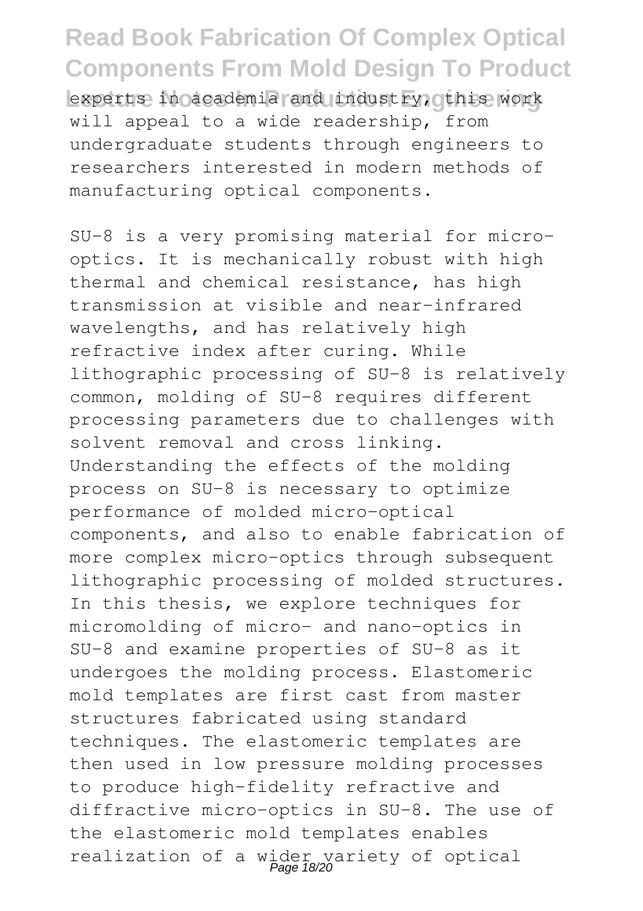experts in academia and industry, this work will appeal to a wide readership, from undergraduate students through engineers to researchers interested in modern methods of manufacturing optical components.

SU-8 is a very promising material for micro-optics. It is mechanically robust with high thermal and chemical resistance, has high transmission at visible and near-infrared wavelengths, and has relatively high refractive index after curing. While lithographic processing of SU-8 is relatively common, molding of SU-8 requires different processing parameters due to challenges with solvent removal and cross linking. Understanding the effects of the molding process on SU-8 is necessary to optimize performance of molded micro-optical components, and also to enable fabrication of more complex micro-optics through subsequent lithographic processing of molded structures. In this thesis, we explore techniques for micromolding of micro- and nano-optics in SU-8 and examine properties of SU-8 as it undergoes the molding process. Elastomeric mold templates are first cast from master structures fabricated using standard techniques. The elastomeric templates are then used in low pressure molding processes to produce high-fidelity refractive and diffractive micro-optics in SU-8. The use of the elastomeric mold templates enables realization of a wider variety of optical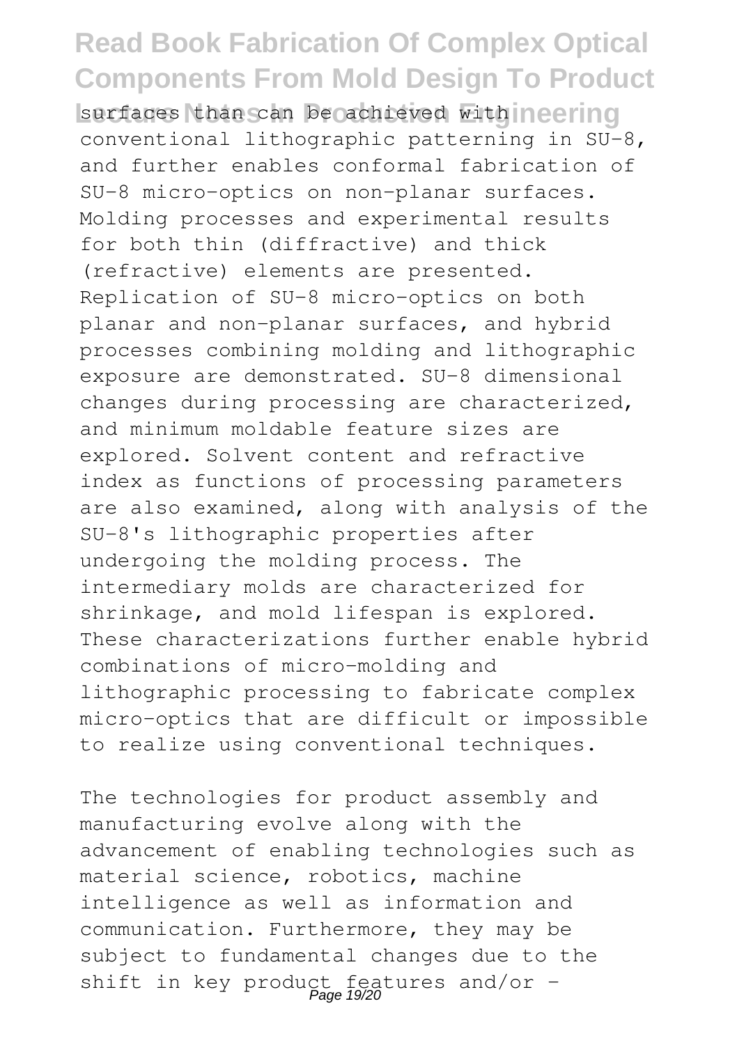surfaces than can be achieved with conventional lithographic patterning in SU-8, and further enables conformal fabrication of SU-8 micro-optics on non-planar surfaces. Molding processes and experimental results for both thin (diffractive) and thick (refractive) elements are presented. Replication of SU-8 micro-optics on both planar and non-planar surfaces, and hybrid processes combining molding and lithographic exposure are demonstrated. SU-8 dimensional changes during processing are characterized, and minimum moldable feature sizes are explored. Solvent content and refractive index as functions of processing parameters are also examined, along with analysis of the SU-8's lithographic properties after undergoing the molding process. The intermediary molds are characterized for shrinkage, and mold lifespan is explored. These characterizations further enable hybrid combinations of micro-molding and lithographic processing to fabricate complex micro-optics that are difficult or impossible to realize using conventional techniques.

The technologies for product assembly and manufacturing evolve along with the advancement of enabling technologies such as material science, robotics, machine intelligence as well as information and communication. Furthermore, they may be subject to fundamental changes due to the shift in key product features and/or -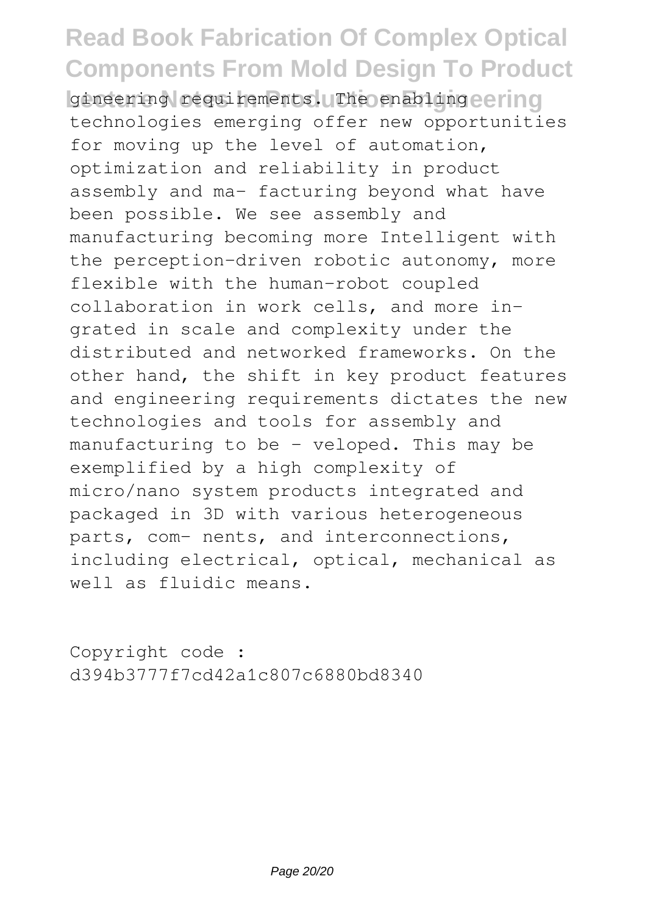gineering requirements. The enabling technologies emerging offer new opportunities for moving up the level of automation, optimization and reliability in product assembly and ma- facturing beyond what have been possible. We see assembly and manufacturing becoming more Intelligent with the perception-driven robotic autonomy, more flexible with the human-robot coupled collaboration in work cells, and more in- grated in scale and complexity under the distributed and networked frameworks. On the other hand, the shift in key product features and engineering requirements dictates the new technologies and tools for assembly and manufacturing to be - veloped. This may be exemplified by a high complexity of micro/nano system products integrated and packaged in 3D with various heterogeneous parts, com- nents, and interconnections, including electrical, optical, mechanical as well as fluidic means.

Copyright code : d394b3777f7cd42a1c807c6880bd8340